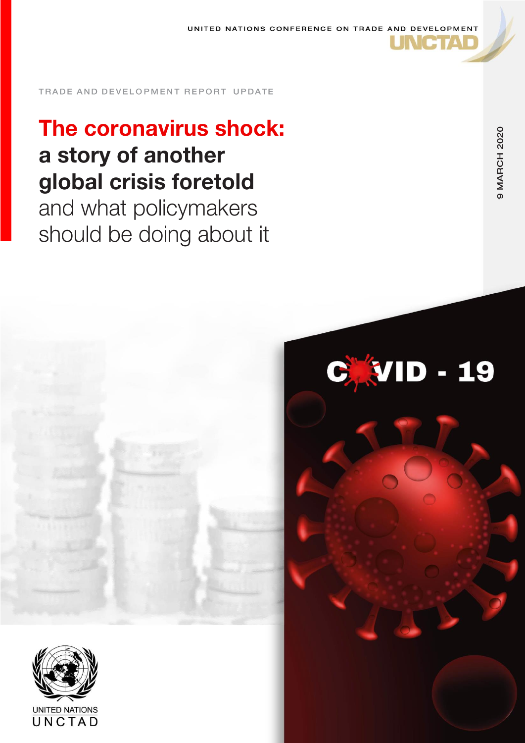UNITED NATIONS CONFERENCE ON TRADE AND DEVELOPMENT

UNCTAD

TRADE AND DEVELOPMENT REPORT UPDATE

# The coronavirus shock: a story of another global crisis foretold and what policymakers should be doing about it

9 MARCH 2020

COVID - 19

UNITED NATIONS

UNCTAD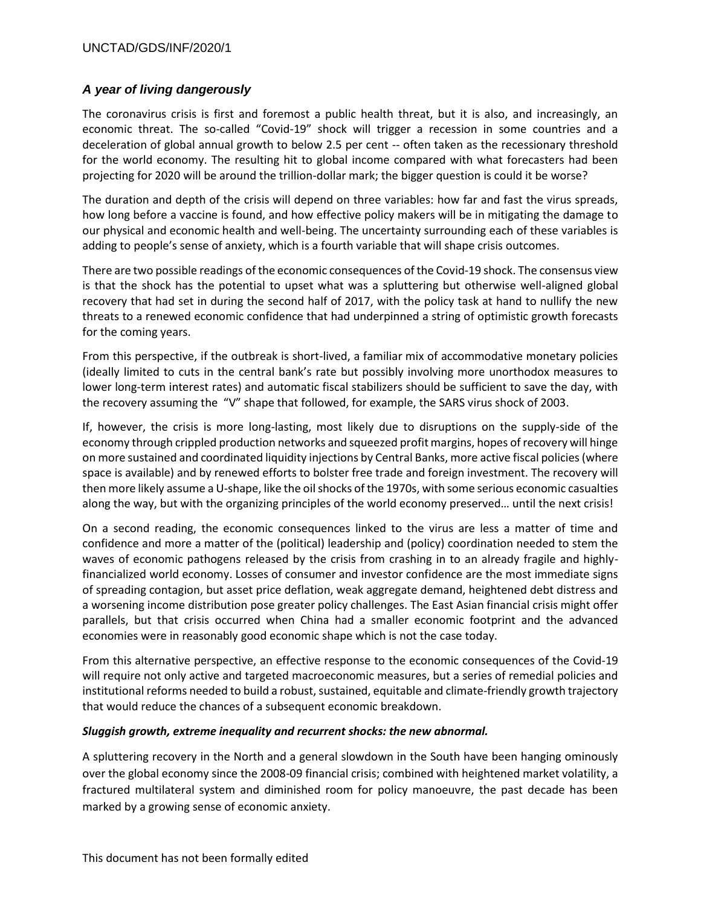### *A year of living dangerously*

The coronavirus crisis is first and foremost a public health threat, but it is also, and increasingly, an economic threat. The so-called "Covid-19" shock will trigger a recession in some countries and a deceleration of global annual growth to below 2.5 per cent -- often taken as the recessionary threshold for the world economy. The resulting hit to global income compared with what forecasters had been projecting for 2020 will be around the trillion-dollar mark; the bigger question is could it be worse?

The duration and depth of the crisis will depend on three variables: how far and fast the virus spreads, how long before a vaccine is found, and how effective policy makers will be in mitigating the damage to our physical and economic health and well-being. The uncertainty surrounding each of these variables is adding to people's sense of anxiety, which is a fourth variable that will shape crisis outcomes.

There are two possible readings of the economic consequences of the Covid-19 shock. The consensus view is that the shock has the potential to upset what was a spluttering but otherwise well-aligned global recovery that had set in during the second half of 2017, with the policy task at hand to nullify the new threats to a renewed economic confidence that had underpinned a string of optimistic growth forecasts for the coming years.

From this perspective, if the outbreak is short-lived, a familiar mix of accommodative monetary policies (ideally limited to cuts in the central bank's rate but possibly involving more unorthodox measures to lower long-term interest rates) and automatic fiscal stabilizers should be sufficient to save the day, with the recovery assuming the "V" shape that followed, for example, the SARS virus shock of 2003.

If, however, the crisis is more long-lasting, most likely due to disruptions on the supply-side of the economy through crippled production networks and squeezed profit margins, hopes of recovery will hinge on more sustained and coordinated liquidity injections by Central Banks, more active fiscal policies (where space is available) and by renewed efforts to bolster free trade and foreign investment. The recovery will then more likely assume a U-shape, like the oil shocks of the 1970s, with some serious economic casualties along the way, but with the organizing principles of the world economy preserved… until the next crisis!

On a second reading, the economic consequences linked to the virus are less a matter of time and confidence and more a matter of the (political) leadership and (policy) coordination needed to stem the waves of economic pathogens released by the crisis from crashing in to an already fragile and highly-financialized world economy. Losses of consumer and investor confidence are the most immediate signs of spreading contagion, but asset price deflation, weak aggregate demand, heightened debt distress and a worsening income distribution pose greater policy challenges. The East Asian financial crisis might offer parallels, but that crisis occurred when China had a smaller economic footprint and the advanced economies were in reasonably good economic shape which is not the case today.

From this alternative perspective, an effective response to the economic consequences of the Covid-19 will require not only active and targeted macroeconomic measures, but a series of remedial policies and institutional reforms needed to build a robust, sustained, equitable and climate-friendly growth trajectory that would reduce the chances of a subsequent economic breakdown.

### *Sluggish growth, extreme inequality and recurrent shocks: the new abnormal.*

A spluttering recovery in the North and a general slowdown in the South have been hanging ominously over the global economy since the 2008-09 financial crisis; combined with heightened market volatility, a fractured multilateral system and diminished room for policy manoeuvre, the past decade has been marked by a growing sense of economic anxiety.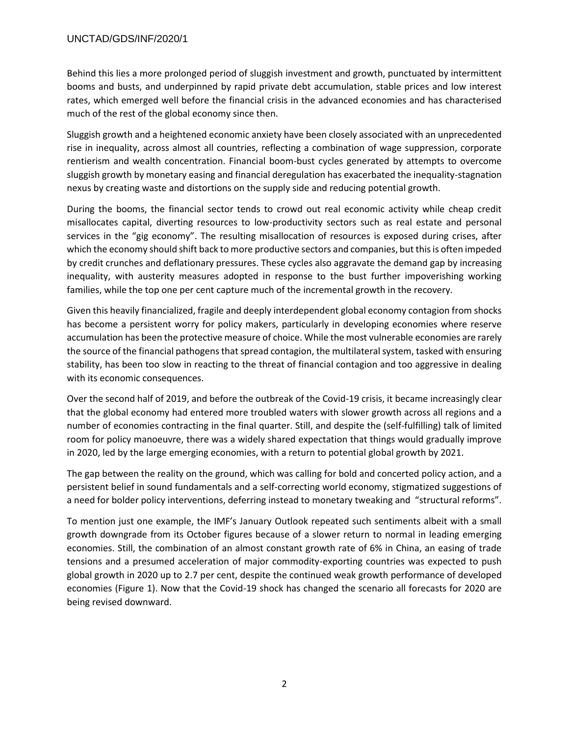Behind this lies a more prolonged period of sluggish investment and growth, punctuated by intermittent booms and busts, and underpinned by rapid private debt accumulation, stable prices and low interest rates, which emerged well before the financial crisis in the advanced economies and has characterised much of the rest of the global economy since then.

Sluggish growth and a heightened economic anxiety have been closely associated with an unprecedented rise in inequality, across almost all countries, reflecting a combination of wage suppression, corporate rentierism and wealth concentration. Financial boom-bust cycles generated by attempts to overcome sluggish growth by monetary easing and financial deregulation has exacerbated the inequality-stagnation nexus by creating waste and distortions on the supply side and reducing potential growth.

During the booms, the financial sector tends to crowd out real economic activity while cheap credit misallocates capital, diverting resources to low-productivity sectors such as real estate and personal services in the "gig economy". The resulting misallocation of resources is exposed during crises, after which the economy should shift back to more productive sectors and companies, but this is often impeded by credit crunches and deflationary pressures. These cycles also aggravate the demand gap by increasing inequality, with austerity measures adopted in response to the bust further impoverishing working families, while the top one per cent capture much of the incremental growth in the recovery.

Given this heavily financialized, fragile and deeply interdependent global economy contagion from shocks has become a persistent worry for policy makers, particularly in developing economies where reserve accumulation has been the protective measure of choice. While the most vulnerable economies are rarely the source of the financial pathogens that spread contagion, the multilateral system, tasked with ensuring stability, has been too slow in reacting to the threat of financial contagion and too aggressive in dealing with its economic consequences.

Over the second half of 2019, and before the outbreak of the Covid-19 crisis, it became increasingly clear that the global economy had entered more troubled waters with slower growth across all regions and a number of economies contracting in the final quarter. Still, and despite the (self-fulfilling) talk of limited room for policy manoeuvre, there was a widely shared expectation that things would gradually improve in 2020, led by the large emerging economies, with a return to potential global growth by 2021.

The gap between the reality on the ground, which was calling for bold and concerted policy action, and a persistent belief in sound fundamentals and a self-correcting world economy, stigmatized suggestions of a need for bolder policy interventions, deferring instead to monetary tweaking and "structural reforms".

To mention just one example, the IMF's January Outlook repeated such sentiments albeit with a small growth downgrade from its October figures because of a slower return to normal in leading emerging economies. Still, the combination of an almost constant growth rate of 6% in China, an easing of trade tensions and a presumed acceleration of major commodity-exporting countries was expected to push global growth in 2020 up to 2.7 per cent, despite the continued weak growth performance of developed economies (Figure 1). Now that the Covid-19 shock has changed the scenario all forecasts for 2020 are being revised downward.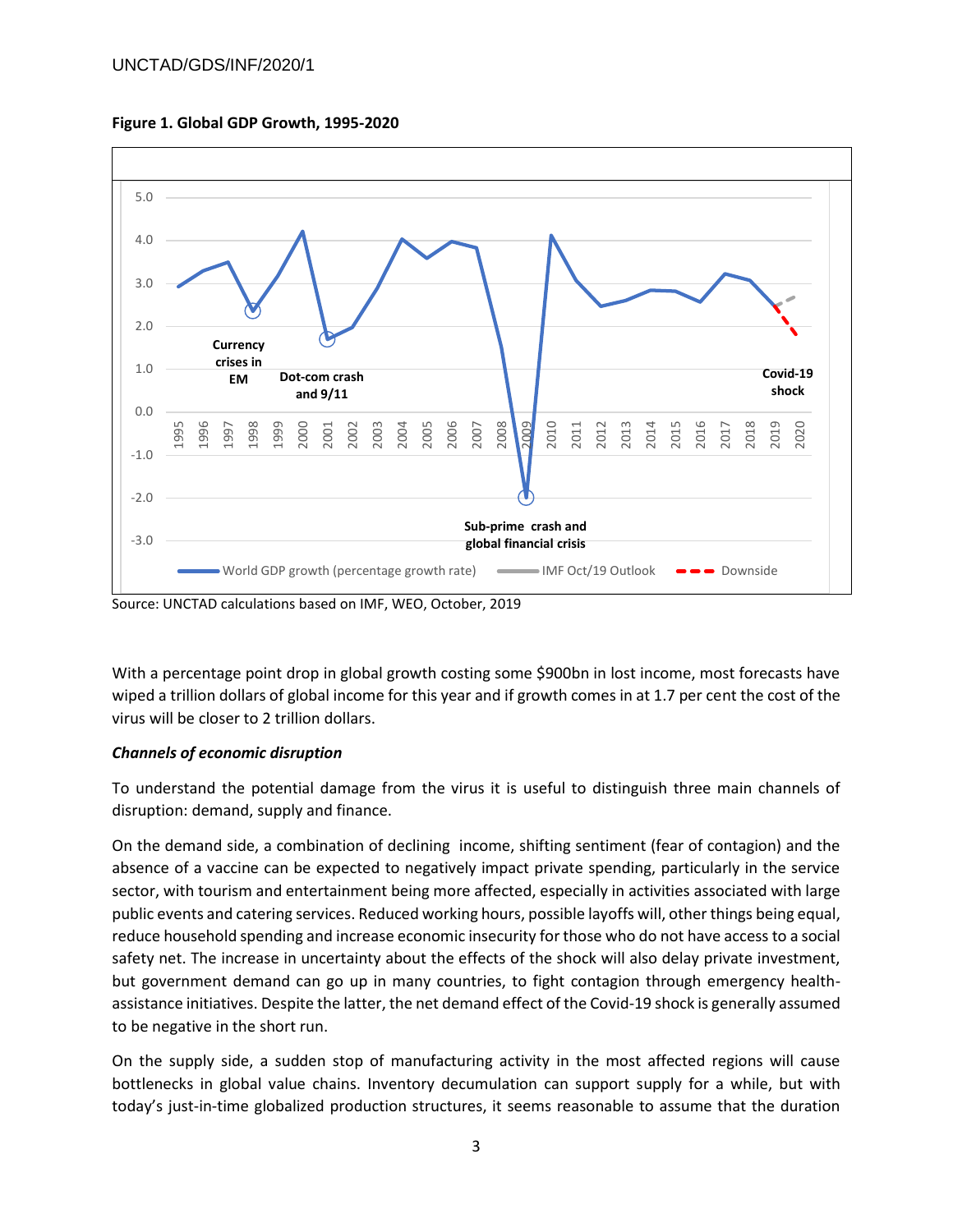**Figure 1. Global GDP Growth, 1995-2020**

Source: UNCTAD calculations based on IMF, WEO, October, 2019

With a percentage point drop in global growth costing some $900bn in lost income, most forecasts have wiped a trillion dollars of global income for this year and if growth comes in at 1.7 per cent the cost of the virus will be closer to 2 trillion dollars.

***Channels of economic disruption***

To understand the potential damage from the virus it is useful to distinguish three main channels of disruption: demand, supply and finance.

On the demand side, a combination of declining income, shifting sentiment (fear of contagion) and the absence of a vaccine can be expected to negatively impact private spending, particularly in the service sector, with tourism and entertainment being more affected, especially in activities associated with large public events and catering services. Reduced working hours, possible layoffs will, other things being equal, reduce household spending and increase economic insecurity for those who do not have access to a social safety net. The increase in uncertainty about the effects of the shock will also delay private investment, but government demand can go up in many countries, to fight contagion through emergency health-assistance initiatives. Despite the latter, the net demand effect of the Covid-19 shock is generally assumed to be negative in the short run.

On the supply side, a sudden stop of manufacturing activity in the most affected regions will cause bottlenecks in global value chains. Inventory decumulation can support supply for a while, but with today's just-in-time globalized production structures, it seems reasonable to assume that the duration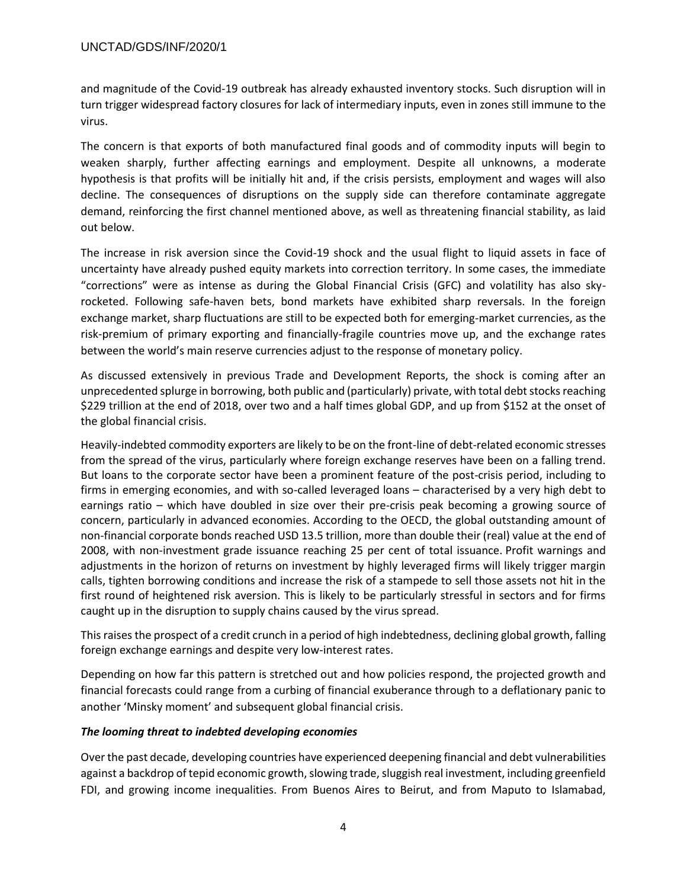and magnitude of the Covid-19 outbreak has already exhausted inventory stocks. Such disruption will in turn trigger widespread factory closures for lack of intermediary inputs, even in zones still immune to the virus.

The concern is that exports of both manufactured final goods and of commodity inputs will begin to weaken sharply, further affecting earnings and employment. Despite all unknowns, a moderate hypothesis is that profits will be initially hit and, if the crisis persists, employment and wages will also decline. The consequences of disruptions on the supply side can therefore contaminate aggregate demand, reinforcing the first channel mentioned above, as well as threatening financial stability, as laid out below.

The increase in risk aversion since the Covid-19 shock and the usual flight to liquid assets in face of uncertainty have already pushed equity markets into correction territory. In some cases, the immediate "corrections" were as intense as during the Global Financial Crisis (GFC) and volatility has also sky-rocketed. Following safe-haven bets, bond markets have exhibited sharp reversals. In the foreign exchange market, sharp fluctuations are still to be expected both for emerging-market currencies, as the risk-premium of primary exporting and financially-fragile countries move up, and the exchange rates between the world's main reserve currencies adjust to the response of monetary policy.

As discussed extensively in previous Trade and Development Reports, the shock is coming after an unprecedented splurge in borrowing, both public and (particularly) private, with total debt stocks reaching $229 trillion at the end of 2018, over two and a half times global GDP, and up from $152 at the onset of the global financial crisis.

Heavily-indebted commodity exporters are likely to be on the front-line of debt-related economic stresses from the spread of the virus, particularly where foreign exchange reserves have been on a falling trend. But loans to the corporate sector have been a prominent feature of the post-crisis period, including to firms in emerging economies, and with so-called leveraged loans – characterised by a very high debt to earnings ratio – which have doubled in size over their pre-crisis peak becoming a growing source of concern, particularly in advanced economies. According to the OECD, the global outstanding amount of non-financial corporate bonds reached USD 13.5 trillion, more than double their (real) value at the end of 2008, with non-investment grade issuance reaching 25 per cent of total issuance. Profit warnings and adjustments in the horizon of returns on investment by highly leveraged firms will likely trigger margin calls, tighten borrowing conditions and increase the risk of a stampede to sell those assets not hit in the first round of heightened risk aversion. This is likely to be particularly stressful in sectors and for firms caught up in the disruption to supply chains caused by the virus spread.

This raises the prospect of a credit crunch in a period of high indebtedness, declining global growth, falling foreign exchange earnings and despite very low-interest rates.

Depending on how far this pattern is stretched out and how policies respond, the projected growth and financial forecasts could range from a curbing of financial exuberance through to a deflationary panic to another 'Minsky moment' and subsequent global financial crisis.

***The looming threat to indebted developing economies***

Over the past decade, developing countries have experienced deepening financial and debt vulnerabilities against a backdrop of tepid economic growth, slowing trade, sluggish real investment, including greenfield FDI, and growing income inequalities. From Buenos Aires to Beirut, and from Maputo to Islamabad,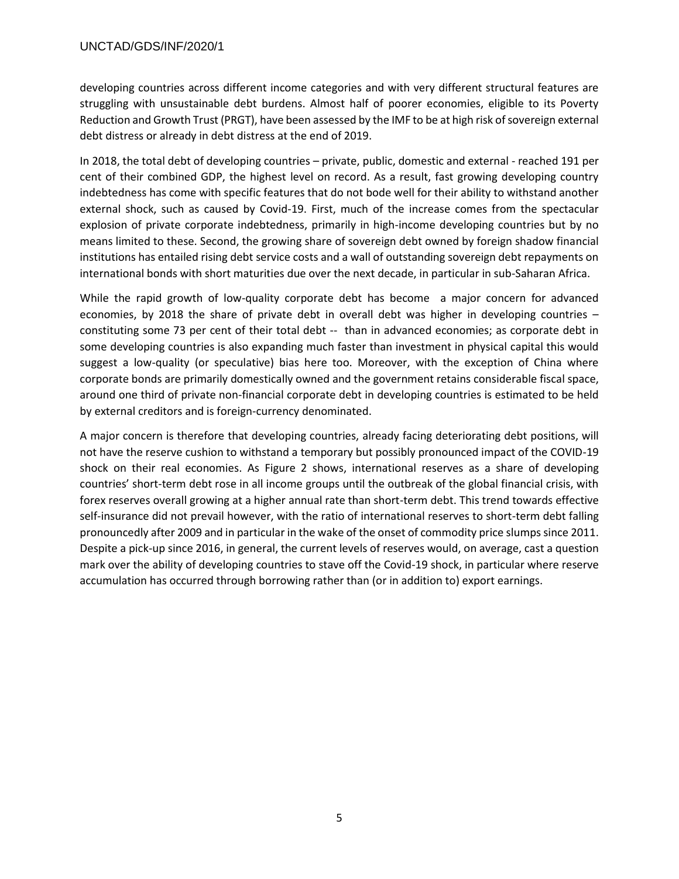developing countries across different income categories and with very different structural features are struggling with unsustainable debt burdens. Almost half of poorer economies, eligible to its Poverty Reduction and Growth Trust (PRGT), have been assessed by the IMF to be at high risk of sovereign external debt distress or already in debt distress at the end of 2019.

In 2018, the total debt of developing countries – private, public, domestic and external - reached 191 per cent of their combined GDP, the highest level on record. As a result, fast growing developing country indebtedness has come with specific features that do not bode well for their ability to withstand another external shock, such as caused by Covid-19. First, much of the increase comes from the spectacular explosion of private corporate indebtedness, primarily in high-income developing countries but by no means limited to these. Second, the growing share of sovereign debt owned by foreign shadow financial institutions has entailed rising debt service costs and a wall of outstanding sovereign debt repayments on international bonds with short maturities due over the next decade, in particular in sub-Saharan Africa.

While the rapid growth of low-quality corporate debt has become a major concern for advanced economies, by 2018 the share of private debt in overall debt was higher in developing countries – constituting some 73 per cent of their total debt -- than in advanced economies; as corporate debt in some developing countries is also expanding much faster than investment in physical capital this would suggest a low-quality (or speculative) bias here too. Moreover, with the exception of China where corporate bonds are primarily domestically owned and the government retains considerable fiscal space, around one third of private non-financial corporate debt in developing countries is estimated to be held by external creditors and is foreign-currency denominated.

A major concern is therefore that developing countries, already facing deteriorating debt positions, will not have the reserve cushion to withstand a temporary but possibly pronounced impact of the COVID-19 shock on their real economies. As Figure 2 shows, international reserves as a share of developing countries' short-term debt rose in all income groups until the outbreak of the global financial crisis, with forex reserves overall growing at a higher annual rate than short-term debt. This trend towards effective self-insurance did not prevail however, with the ratio of international reserves to short-term debt falling pronouncedly after 2009 and in particular in the wake of the onset of commodity price slumps since 2011. Despite a pick-up since 2016, in general, the current levels of reserves would, on average, cast a question mark over the ability of developing countries to stave off the Covid-19 shock, in particular where reserve accumulation has occurred through borrowing rather than (or in addition to) export earnings.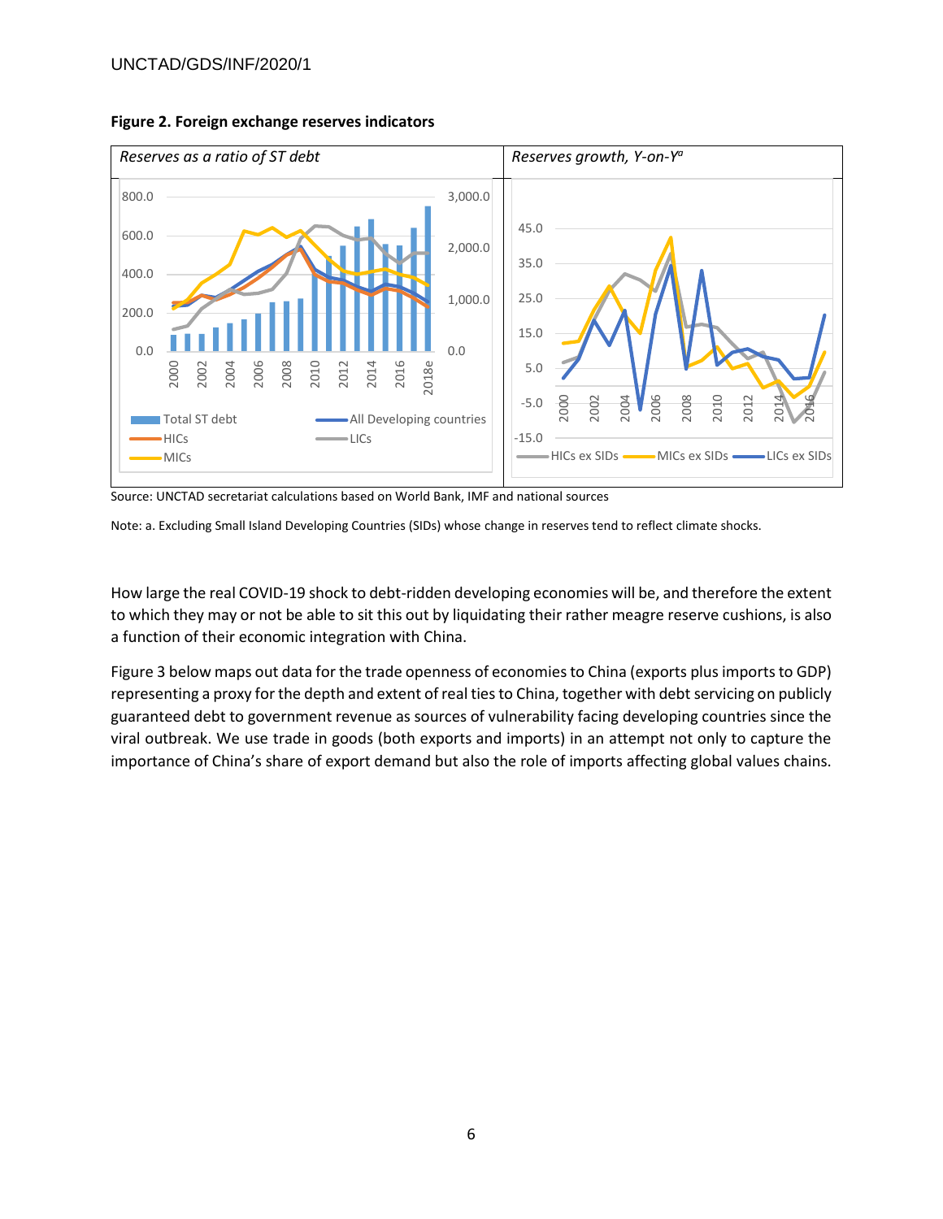**Figure 2. Foreign exchange reserves indicators**

Source: UNCTAD secretariat calculations based on World Bank, IMF and national sources

Note: a. Excluding Small Island Developing Countries (SIDs) whose change in reserves tend to reflect climate shocks.

How large the real COVID-19 shock to debt-ridden developing economies will be, and therefore the extent to which they may or not be able to sit this out by liquidating their rather meagre reserve cushions, is also a function of their economic integration with China.

Figure 3 below maps out data for the trade openness of economies to China (exports plus imports to GDP) representing a proxy for the depth and extent of real ties to China, together with debt servicing on publicly guaranteed debt to government revenue as sources of vulnerability facing developing countries since the viral outbreak. We use trade in goods (both exports and imports) in an attempt not only to capture the importance of China's share of export demand but also the role of imports affecting global values chains.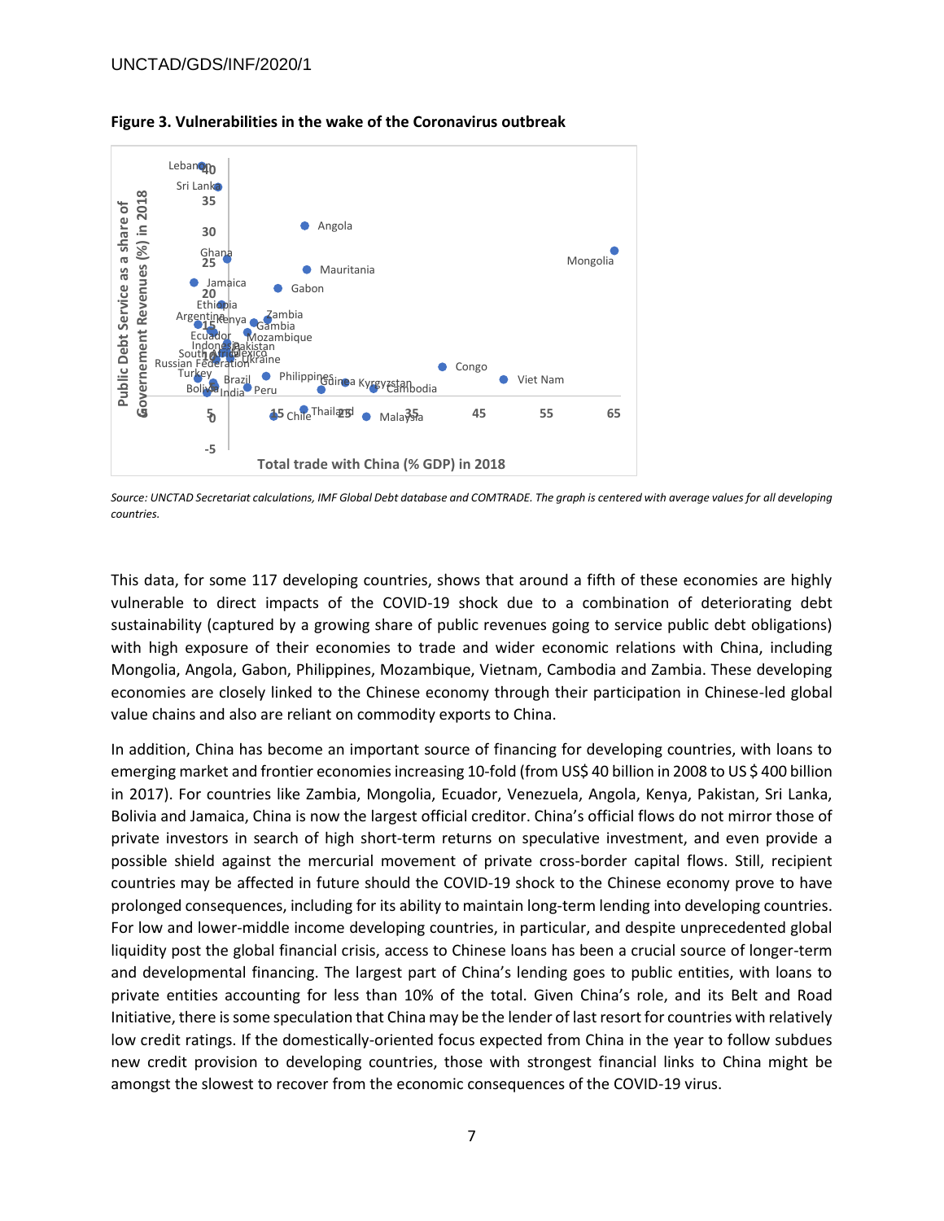**Figure 3. Vulnerabilities in the wake of the Coronavirus outbreak**

*Source: UNCTAD Secretariat calculations, IMF Global Debt database and COMTRADE. The graph is centered with average values for all developing countries.*

This data, for some 117 developing countries, shows that around a fifth of these economies are highly vulnerable to direct impacts of the COVID-19 shock due to a combination of deteriorating debt sustainability (captured by a growing share of public revenues going to service public debt obligations) with high exposure of their economies to trade and wider economic relations with China, including Mongolia, Angola, Gabon, Philippines, Mozambique, Vietnam, Cambodia and Zambia. These developing economies are closely linked to the Chinese economy through their participation in Chinese-led global value chains and also are reliant on commodity exports to China.

In addition, China has become an important source of financing for developing countries, with loans to emerging market and frontier economies increasing 10-fold (from US$ 40 billion in 2008 to US $ 400 billion in 2017). For countries like Zambia, Mongolia, Ecuador, Venezuela, Angola, Kenya, Pakistan, Sri Lanka, Bolivia and Jamaica, China is now the largest official creditor. China's official flows do not mirror those of private investors in search of high short-term returns on speculative investment, and even provide a possible shield against the mercurial movement of private cross-border capital flows. Still, recipient countries may be affected in future should the COVID-19 shock to the Chinese economy prove to have prolonged consequences, including for its ability to maintain long-term lending into developing countries. For low and lower-middle income developing countries, in particular, and despite unprecedented global liquidity post the global financial crisis, access to Chinese loans has been a crucial source of longer-term and developmental financing. The largest part of China's lending goes to public entities, with loans to private entities accounting for less than 10% of the total. Given China's role, and its Belt and Road Initiative, there is some speculation that China may be the lender of last resort for countries with relatively low credit ratings. If the domestically-oriented focus expected from China in the year to follow subdues new credit provision to developing countries, those with strongest financial links to China might be amongst the slowest to recover from the economic consequences of the COVID-19 virus.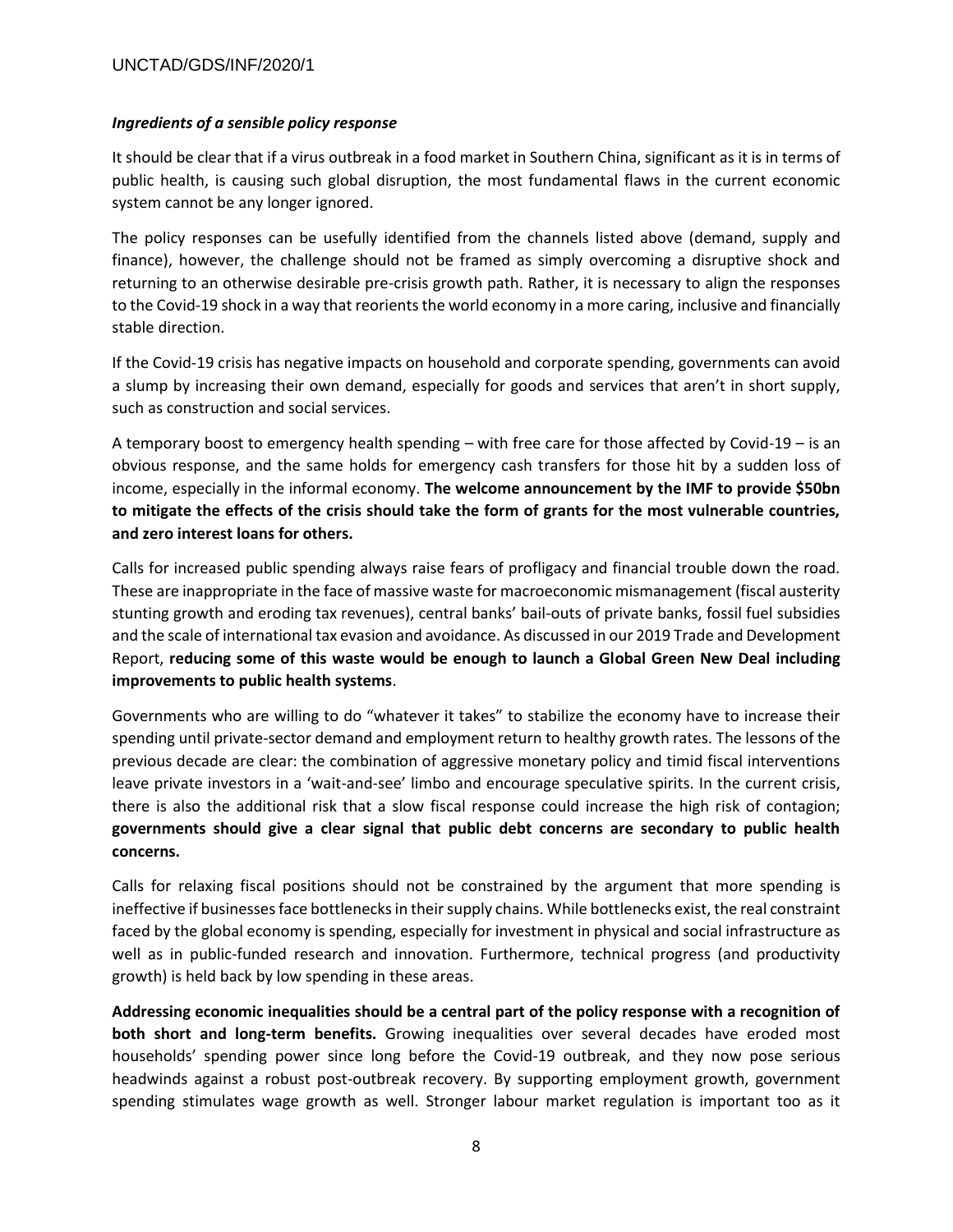### *Ingredients of a sensible policy response*

It should be clear that if a virus outbreak in a food market in Southern China, significant as it is in terms of public health, is causing such global disruption, the most fundamental flaws in the current economic system cannot be any longer ignored.

The policy responses can be usefully identified from the channels listed above (demand, supply and finance), however, the challenge should not be framed as simply overcoming a disruptive shock and returning to an otherwise desirable pre-crisis growth path. Rather, it is necessary to align the responses to the Covid-19 shock in a way that reorients the world economy in a more caring, inclusive and financially stable direction.

If the Covid-19 crisis has negative impacts on household and corporate spending, governments can avoid a slump by increasing their own demand, especially for goods and services that aren't in short supply, such as construction and social services.

A temporary boost to emergency health spending – with free care for those affected by Covid-19 – is an obvious response, and the same holds for emergency cash transfers for those hit by a sudden loss of income, especially in the informal economy. **The welcome announcement by the IMF to provide $50bn to mitigate the effects of the crisis should take the form of grants for the most vulnerable countries, and zero interest loans for others.**

Calls for increased public spending always raise fears of profligacy and financial trouble down the road. These are inappropriate in the face of massive waste for macroeconomic mismanagement (fiscal austerity stunting growth and eroding tax revenues), central banks' bail-outs of private banks, fossil fuel subsidies and the scale of international tax evasion and avoidance. As discussed in our 2019 Trade and Development Report, **reducing some of this waste would be enough to launch a Global Green New Deal including improvements to public health systems**.

Governments who are willing to do "whatever it takes" to stabilize the economy have to increase their spending until private-sector demand and employment return to healthy growth rates. The lessons of the previous decade are clear: the combination of aggressive monetary policy and timid fiscal interventions leave private investors in a 'wait-and-see' limbo and encourage speculative spirits. In the current crisis, there is also the additional risk that a slow fiscal response could increase the high risk of contagion; **governments should give a clear signal that public debt concerns are secondary to public health concerns.**

Calls for relaxing fiscal positions should not be constrained by the argument that more spending is ineffective if businesses face bottlenecks in their supply chains. While bottlenecks exist, the real constraint faced by the global economy is spending, especially for investment in physical and social infrastructure as well as in public-funded research and innovation. Furthermore, technical progress (and productivity growth) is held back by low spending in these areas.

**Addressing economic inequalities should be a central part of the policy response with a recognition of both short and long-term benefits.** Growing inequalities over several decades have eroded most households' spending power since long before the Covid-19 outbreak, and they now pose serious headwinds against a robust post-outbreak recovery. By supporting employment growth, government spending stimulates wage growth as well. Stronger labour market regulation is important too as it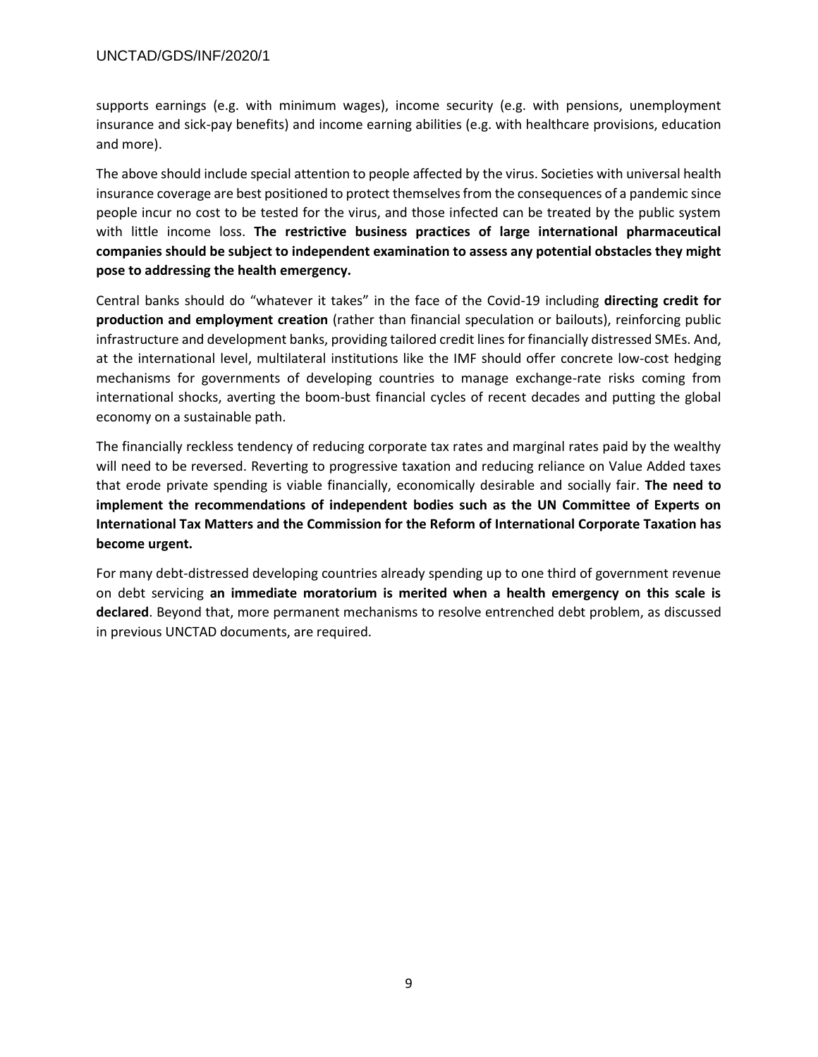supports earnings (e.g. with minimum wages), income security (e.g. with pensions, unemployment insurance and sick-pay benefits) and income earning abilities (e.g. with healthcare provisions, education and more).

The above should include special attention to people affected by the virus. Societies with universal health insurance coverage are best positioned to protect themselves from the consequences of a pandemic since people incur no cost to be tested for the virus, and those infected can be treated by the public system with little income loss. **The restrictive business practices of large international pharmaceutical companies should be subject to independent examination to assess any potential obstacles they might pose to addressing the health emergency.**

Central banks should do "whatever it takes" in the face of the Covid-19 including **directing credit for production and employment creation** (rather than financial speculation or bailouts), reinforcing public infrastructure and development banks, providing tailored credit lines for financially distressed SMEs. And, at the international level, multilateral institutions like the IMF should offer concrete low-cost hedging mechanisms for governments of developing countries to manage exchange-rate risks coming from international shocks, averting the boom-bust financial cycles of recent decades and putting the global economy on a sustainable path.

The financially reckless tendency of reducing corporate tax rates and marginal rates paid by the wealthy will need to be reversed. Reverting to progressive taxation and reducing reliance on Value Added taxes that erode private spending is viable financially, economically desirable and socially fair. **The need to implement the recommendations of independent bodies such as the UN Committee of Experts on International Tax Matters and the Commission for the Reform of International Corporate Taxation has become urgent.**

For many debt-distressed developing countries already spending up to one third of government revenue on debt servicing **an immediate moratorium is merited when a health emergency on this scale is declared**. Beyond that, more permanent mechanisms to resolve entrenched debt problem, as discussed in previous UNCTAD documents, are required.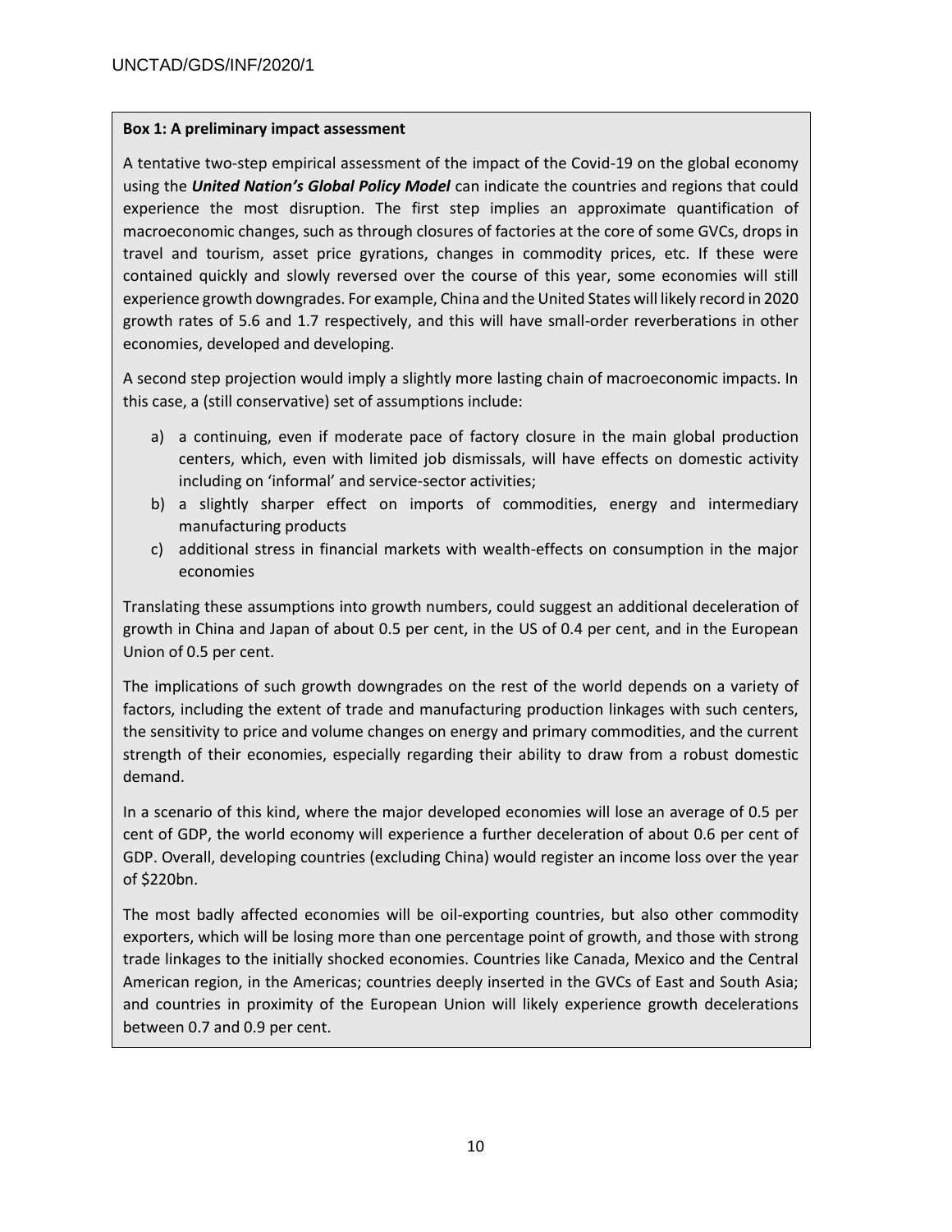**Box 1: A preliminary impact assessment**

A tentative two-step empirical assessment of the impact of the Covid-19 on the global economy using the ***United Nation's Global Policy Model*** can indicate the countries and regions that could experience the most disruption. The first step implies an approximate quantification of macroeconomic changes, such as through closures of factories at the core of some GVCs, drops in travel and tourism, asset price gyrations, changes in commodity prices, etc. If these were contained quickly and slowly reversed over the course of this year, some economies will still experience growth downgrades. For example, China and the United States will likely record in 2020 growth rates of 5.6 and 1.7 respectively, and this will have small-order reverberations in other economies, developed and developing.

A second step projection would imply a slightly more lasting chain of macroeconomic impacts. In this case, a (still conservative) set of assumptions include:

a) a continuing, even if moderate pace of factory closure in the main global production centers, which, even with limited job dismissals, will have effects on domestic activity including on 'informal' and service-sector activities;
b) a slightly sharper effect on imports of commodities, energy and intermediary manufacturing products
c) additional stress in financial markets with wealth-effects on consumption in the major economies

Translating these assumptions into growth numbers, could suggest an additional deceleration of growth in China and Japan of about 0.5 per cent, in the US of 0.4 per cent, and in the European Union of 0.5 per cent.

The implications of such growth downgrades on the rest of the world depends on a variety of factors, including the extent of trade and manufacturing production linkages with such centers, the sensitivity to price and volume changes on energy and primary commodities, and the current strength of their economies, especially regarding their ability to draw from a robust domestic demand.

In a scenario of this kind, where the major developed economies will lose an average of 0.5 per cent of GDP, the world economy will experience a further deceleration of about 0.6 per cent of GDP. Overall, developing countries (excluding China) would register an income loss over the year of $220bn.

The most badly affected economies will be oil-exporting countries, but also other commodity exporters, which will be losing more than one percentage point of growth, and those with strong trade linkages to the initially shocked economies. Countries like Canada, Mexico and the Central American region, in the Americas; countries deeply inserted in the GVCs of East and South Asia; and countries in proximity of the European Union will likely experience growth decelerations between 0.7 and 0.9 per cent.